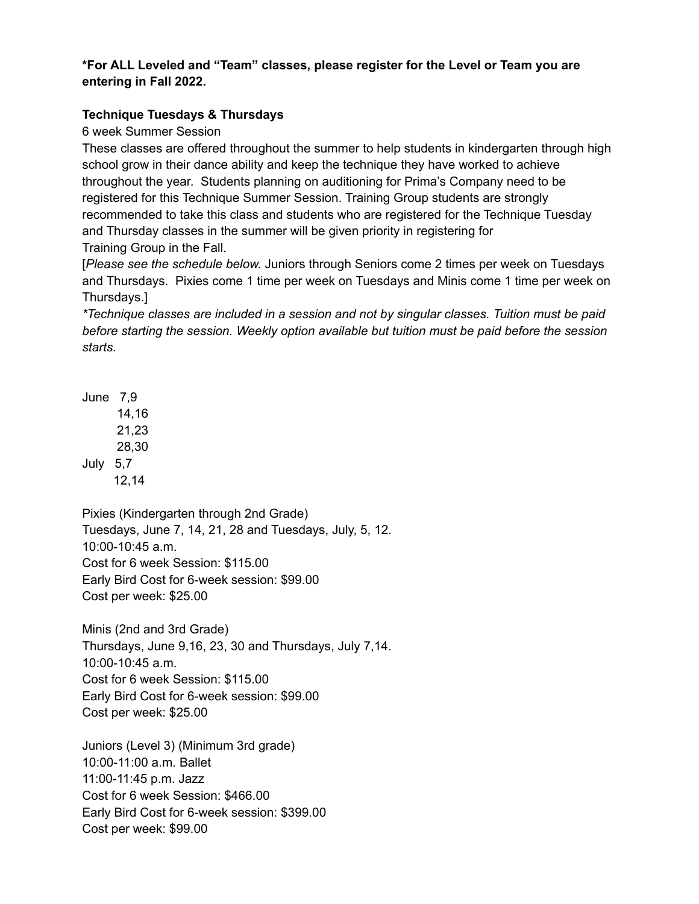**\*For ALL Leveled and "Team" classes, please register for the Level or Team you are entering in Fall 2022.**

**Technique Tuesdays & Thursdays**

6 week Summer Session

These classes are offered throughout the summer to help students in kindergarten through high school grow in their dance ability and keep the technique they have worked to achieve throughout the year. Students planning on auditioning for Prima's Company need to be registered for this Technique Summer Session. Training Group students are strongly recommended to take this class and students who are registered for the Technique Tuesday and Thursday classes in the summer will be given priority in registering for Training Group in the Fall.

[*Please see the schedule below.* Juniors through Seniors come 2 times per week on Tuesdays and Thursdays. Pixies come 1 time per week on Tuesdays and Minis come 1 time per week on Thursdays.]

*\*Technique classes are included in a session and not by singular classes. Tuition must be paid before starting the session. Weekly option available but tuition must be paid before the session starts.*

June 7,9
14,16
21,23
28,30
July 5,7
12,14

Pixies (Kindergarten through 2nd Grade)
Tuesdays, June 7, 14, 21, 28 and Tuesdays, July, 5, 12.
10:00-10:45 a.m.
Cost for 6 week Session: $115.00
Early Bird Cost for 6-week session: $99.00
Cost per week: $25.00

Minis (2nd and 3rd Grade)
Thursdays, June 9,16, 23, 30 and Thursdays, July 7,14.
10:00-10:45 a.m.
Cost for 6 week Session: $115.00
Early Bird Cost for 6-week session: $99.00
Cost per week: $25.00

Juniors (Level 3) (Minimum 3rd grade)
10:00-11:00 a.m. Ballet
11:00-11:45 p.m. Jazz
Cost for 6 week Session: $466.00
Early Bird Cost for 6-week session: $399.00
Cost per week: $99.00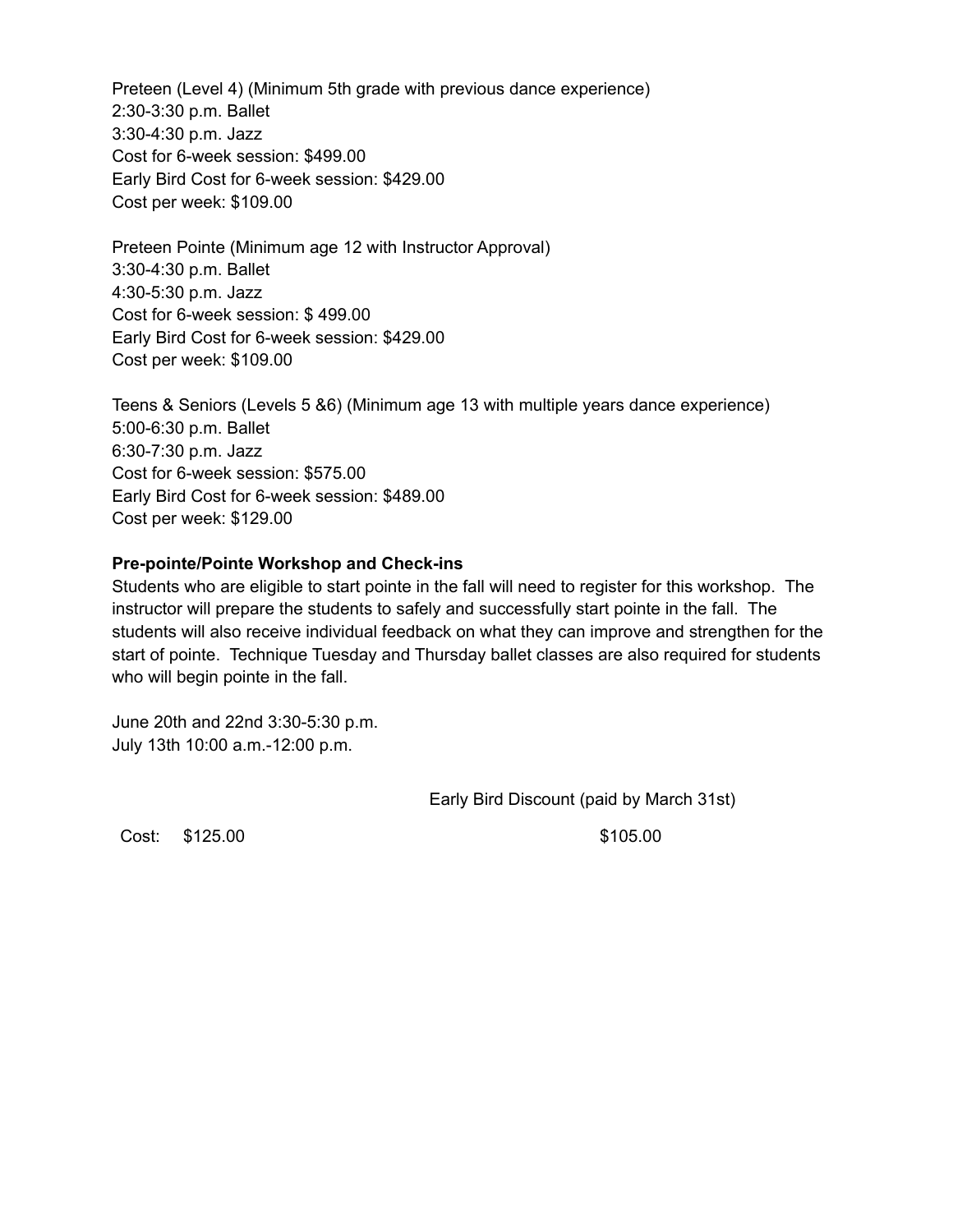Preteen (Level 4) (Minimum 5th grade with previous dance experience)
2:30-3:30 p.m. Ballet
3:30-4:30 p.m. Jazz
Cost for 6-week session: $499.00
Early Bird Cost for 6-week session: $429.00
Cost per week: $109.00

Preteen Pointe (Minimum age 12 with Instructor Approval)
3:30-4:30 p.m. Ballet
4:30-5:30 p.m. Jazz
Cost for 6-week session: $ 499.00
Early Bird Cost for 6-week session: $429.00
Cost per week: $109.00

Teens & Seniors (Levels 5 &6) (Minimum age 13 with multiple years dance experience)
5:00-6:30 p.m. Ballet
6:30-7:30 p.m. Jazz
Cost for 6-week session: $575.00
Early Bird Cost for 6-week session: $489.00
Cost per week: $129.00

**Pre-pointe/Pointe Workshop and Check-ins**

Students who are eligible to start pointe in the fall will need to register for this workshop. The instructor will prepare the students to safely and successfully start pointe in the fall. The students will also receive individual feedback on what they can improve and strengthen for the start of pointe. Technique Tuesday and Thursday ballet classes are also required for students who will begin pointe in the fall.

June 20th and 22nd 3:30-5:30 p.m.
July 13th 10:00 a.m.-12:00 p.m.

| | | Early Bird Discount (paid by March 31st) |
|---|---|---|
| Cost: | $125.00 | $105.00 |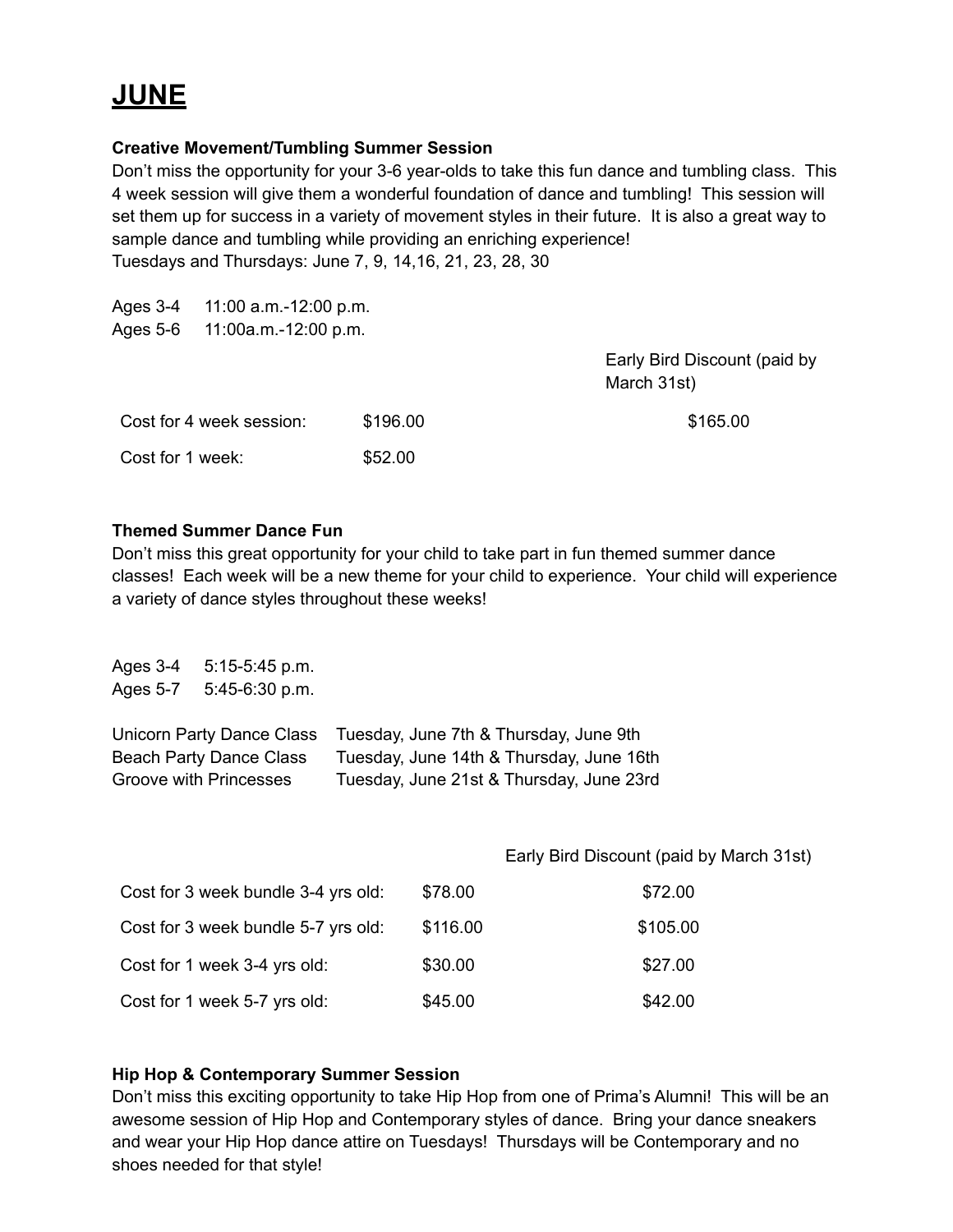# JUNE

**Creative Movement/Tumbling Summer Session**

Don't miss the opportunity for your 3-6 year-olds to take this fun dance and tumbling class. This 4 week session will give them a wonderful foundation of dance and tumbling! This session will set them up for success in a variety of movement styles in their future. It is also a great way to sample dance and tumbling while providing an enriching experience!
Tuesdays and Thursdays: June 7, 9, 14,16, 21, 23, 28, 30

Ages 3-4 11:00 a.m.-12:00 p.m.
Ages 5-6 11:00a.m.-12:00 p.m.

| | | Early Bird Discount (paid by March 31st) |
|---|---|---|
| Cost for 4 week session: | $196.00 | $165.00 |
| Cost for 1 week: | $52.00 | |

**Themed Summer Dance Fun**

Don't miss this great opportunity for your child to take part in fun themed summer dance classes! Each week will be a new theme for your child to experience. Your child will experience a variety of dance styles throughout these weeks!

Ages 3-4 5:15-5:45 p.m.
Ages 5-7 5:45-6:30 p.m.

Unicorn Party Dance Class Tuesday, June 7th & Thursday, June 9th
Beach Party Dance Class Tuesday, June 14th & Thursday, June 16th
Groove with Princesses Tuesday, June 21st & Thursday, June 23rd

| | | Early Bird Discount (paid by March 31st) |
|---|---|---|
| Cost for 3 week bundle 3-4 yrs old: | $78.00 | $72.00 |
| Cost for 3 week bundle 5-7 yrs old: | $116.00 | $105.00 |
| Cost for 1 week 3-4 yrs old: | $30.00 | $27.00 |
| Cost for 1 week 5-7 yrs old: | $45.00 | $42.00 |

**Hip Hop & Contemporary Summer Session**

Don't miss this exciting opportunity to take Hip Hop from one of Prima's Alumni! This will be an awesome session of Hip Hop and Contemporary styles of dance. Bring your dance sneakers and wear your Hip Hop dance attire on Tuesdays! Thursdays will be Contemporary and no shoes needed for that style!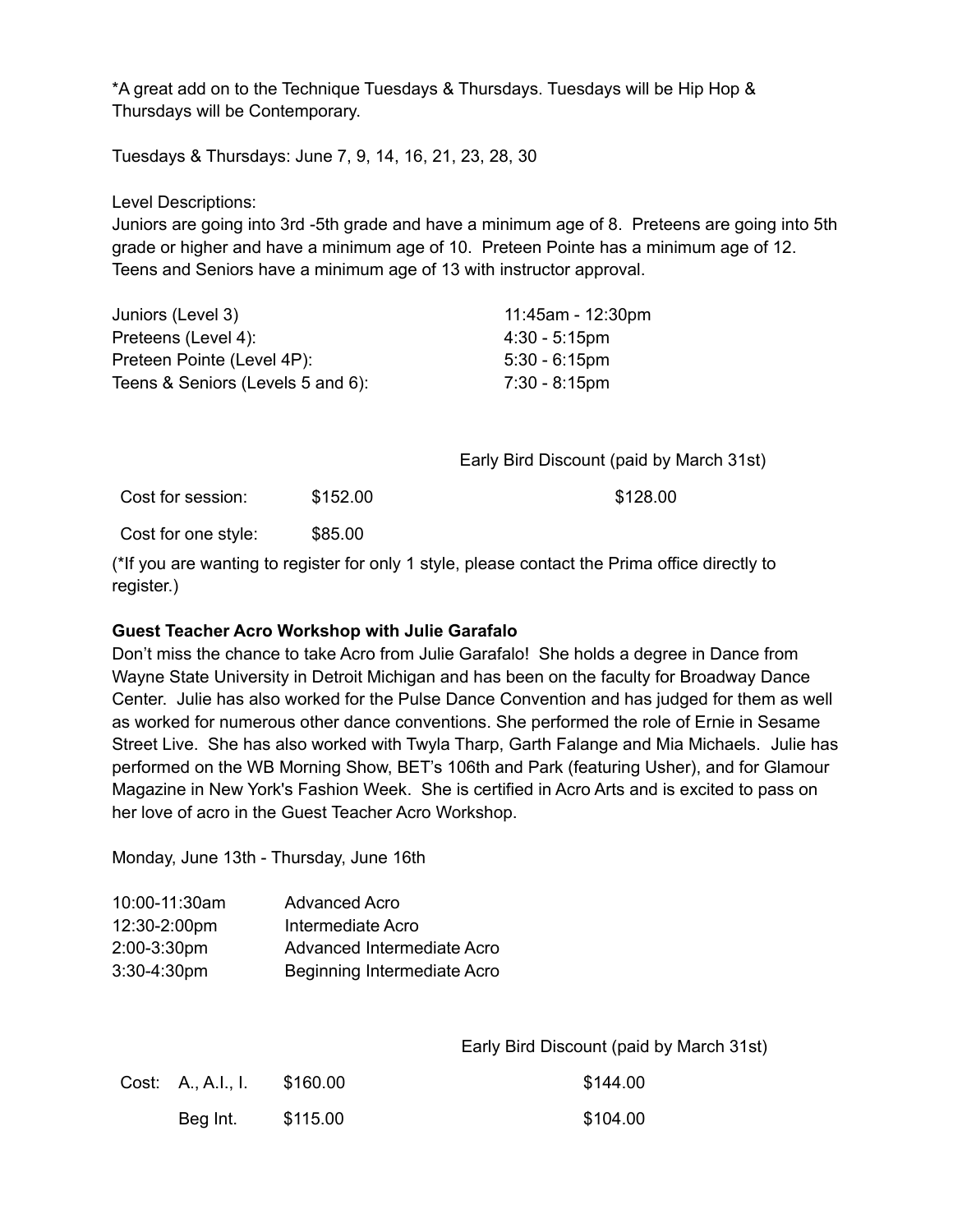*A great add on to the Technique Tuesdays & Thursdays. Tuesdays will be Hip Hop & Thursdays will be Contemporary.

Tuesdays & Thursdays: June 7, 9, 14, 16, 21, 23, 28, 30

Level Descriptions:
Juniors are going into 3rd -5th grade and have a minimum age of 8. Preteens are going into 5th grade or higher and have a minimum age of 10. Preteen Pointe has a minimum age of 12. Teens and Seniors have a minimum age of 13 with instructor approval.

| | |
|---|---|
| Juniors (Level 3) | 11:45am - 12:30pm |
| Preteens (Level 4): | 4:30 - 5:15pm |
| Preteen Pointe (Level 4P): | 5:30 - 6:15pm |
| Teens & Seniors (Levels 5 and 6): | 7:30 - 8:15pm |

| | | Early Bird Discount (paid by March 31st) |
|---|---|---|
| Cost for session: | $152.00 | $128.00 |
| Cost for one style: | $85.00 | |

(*If you are wanting to register for only 1 style, please contact the Prima office directly to register.)

**Guest Teacher Acro Workshop with Julie Garafalo**

Don't miss the chance to take Acro from Julie Garafalo! She holds a degree in Dance from Wayne State University in Detroit Michigan and has been on the faculty for Broadway Dance Center. Julie has also worked for the Pulse Dance Convention and has judged for them as well as worked for numerous other dance conventions. She performed the role of Ernie in Sesame Street Live. She has also worked with Twyla Tharp, Garth Falange and Mia Michaels. Julie has performed on the WB Morning Show, BET's 106th and Park (featuring Usher), and for Glamour Magazine in New York's Fashion Week. She is certified in Acro Arts and is excited to pass on her love of acro in the Guest Teacher Acro Workshop.

Monday, June 13th - Thursday, June 16th

| | |
|---|---|
| 10:00-11:30am | Advanced Acro |
| 12:30-2:00pm | Intermediate Acro |
| 2:00-3:30pm | Advanced Intermediate Acro |
| 3:30-4:30pm | Beginning Intermediate Acro |

| | | | Early Bird Discount (paid by March 31st) |
|---|---|---|---|
| Cost: | A., A.I., I. | $160.00 | $144.00 |
| | Beg Int. | $115.00 | $104.00 |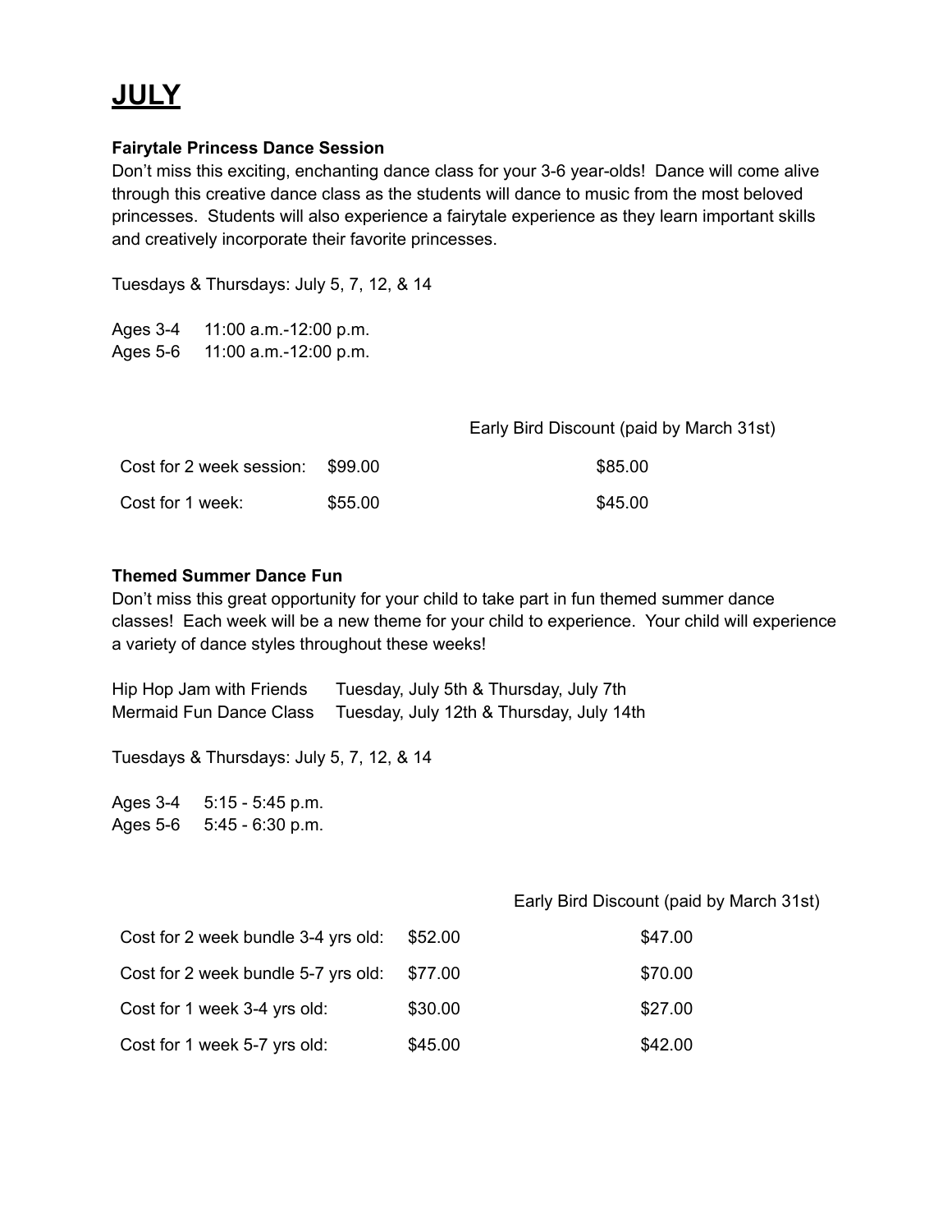# JULY

**Fairytale Princess Dance Session**
Don't miss this exciting, enchanting dance class for your 3-6 year-olds! Dance will come alive through this creative dance class as the students will dance to music from the most beloved princesses. Students will also experience a fairytale experience as they learn important skills and creatively incorporate their favorite princesses.

Tuesdays & Thursdays: July 5, 7, 12, & 14

Ages 3-4 11:00 a.m.-12:00 p.m.
Ages 5-6 11:00 a.m.-12:00 p.m.

| | | Early Bird Discount (paid by March 31st) |
|---|---|---|
| Cost for 2 week session: | $99.00 | $85.00 |
| Cost for 1 week: | $55.00 | $45.00 |

**Themed Summer Dance Fun**
Don't miss this great opportunity for your child to take part in fun themed summer dance classes! Each week will be a new theme for your child to experience. Your child will experience a variety of dance styles throughout these weeks!

Hip Hop Jam with Friends Tuesday, July 5th & Thursday, July 7th
Mermaid Fun Dance Class Tuesday, July 12th & Thursday, July 14th

Tuesdays & Thursdays: July 5, 7, 12, & 14

Ages 3-4 5:15 - 5:45 p.m.
Ages 5-6 5:45 - 6:30 p.m.

| | | Early Bird Discount (paid by March 31st) |
|---|---|---|
| Cost for 2 week bundle 3-4 yrs old: | $52.00 | $47.00 |
| Cost for 2 week bundle 5-7 yrs old: | $77.00 | $70.00 |
| Cost for 1 week 3-4 yrs old: | $30.00 | $27.00 |
| Cost for 1 week 5-7 yrs old: | $45.00 | $42.00 |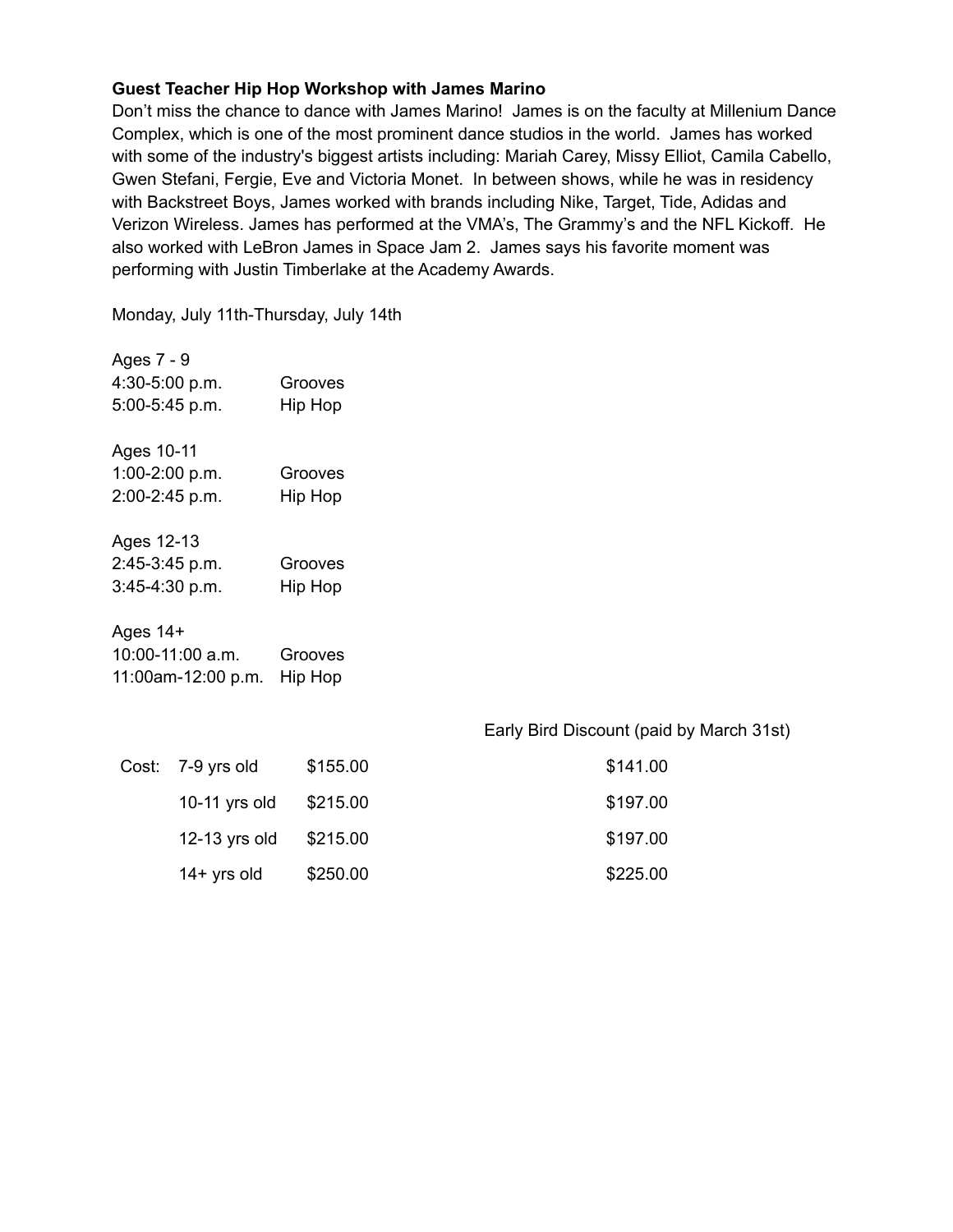**Guest Teacher Hip Hop Workshop with James Marino**

Don't miss the chance to dance with James Marino! James is on the faculty at Millenium Dance Complex, which is one of the most prominent dance studios in the world. James has worked with some of the industry's biggest artists including: Mariah Carey, Missy Elliot, Camila Cabello, Gwen Stefani, Fergie, Eve and Victoria Monet. In between shows, while he was in residency with Backstreet Boys, James worked with brands including Nike, Target, Tide, Adidas and Verizon Wireless. James has performed at the VMA's, The Grammy's and the NFL Kickoff. He also worked with LeBron James in Space Jam 2. James says his favorite moment was performing with Justin Timberlake at the Academy Awards.

Monday, July 11th-Thursday, July 14th

Ages 7 - 9

| | |
|---|---|
| 4:30-5:00 p.m. | Grooves |
| 5:00-5:45 p.m. | Hip Hop |

Ages 10-11

| | |
|---|---|
| 1:00-2:00 p.m. | Grooves |
| 2:00-2:45 p.m. | Hip Hop |

Ages 12-13

| | |
|---|---|
| 2:45-3:45 p.m. | Grooves |
| 3:45-4:30 p.m. | Hip Hop |

Ages 14+

| | |
|---|---|
| 10:00-11:00 a.m. | Grooves |
| 11:00am-12:00 p.m. | Hip Hop |

| | | | Early Bird Discount (paid by March 31st) |
|---|---|---|---|
| Cost: | 7-9 yrs old | $155.00 | $141.00 |
| | 10-11 yrs old | $215.00 | $197.00 |
| | 12-13 yrs old | $215.00 | $197.00 |
| | 14+ yrs old | $250.00 | $225.00 |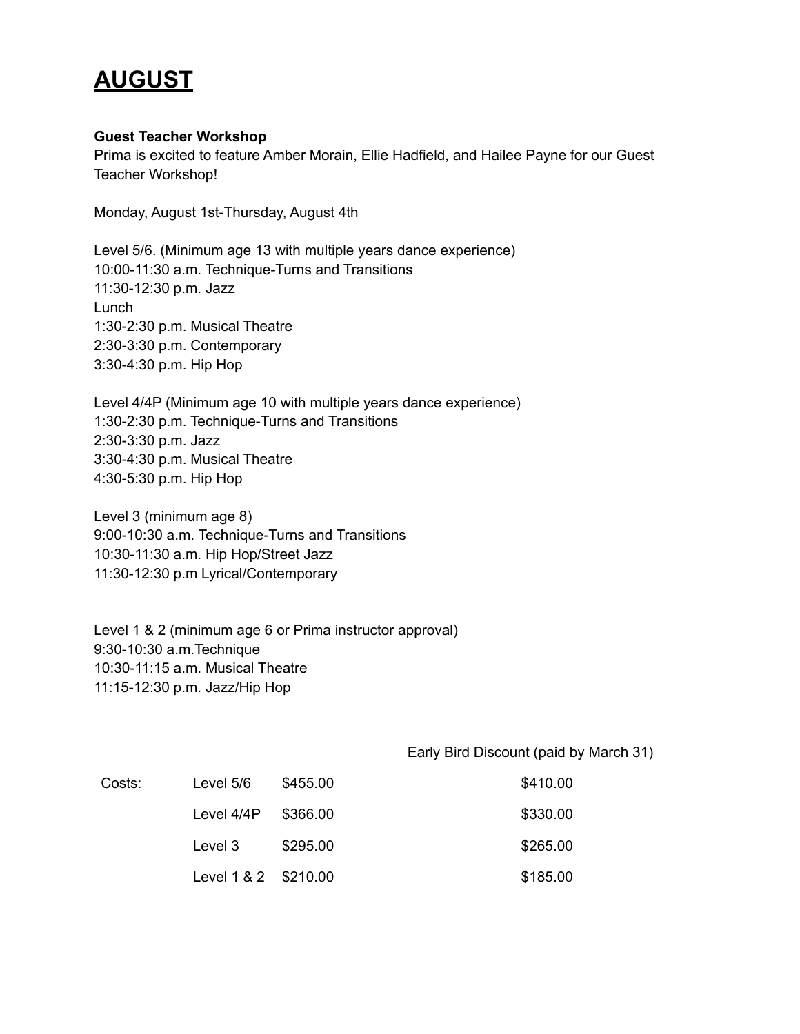# AUGUST

**Guest Teacher Workshop**
Prima is excited to feature Amber Morain, Ellie Hadfield, and Hailee Payne for our Guest Teacher Workshop!

Monday, August 1st-Thursday, August 4th

Level 5/6. (Minimum age 13 with multiple years dance experience)
10:00-11:30 a.m. Technique-Turns and Transitions
11:30-12:30 p.m. Jazz
Lunch
1:30-2:30 p.m. Musical Theatre
2:30-3:30 p.m. Contemporary
3:30-4:30 p.m. Hip Hop

Level 4/4P (Minimum age 10 with multiple years dance experience)
1:30-2:30 p.m. Technique-Turns and Transitions
2:30-3:30 p.m. Jazz
3:30-4:30 p.m. Musical Theatre
4:30-5:30 p.m. Hip Hop

Level 3 (minimum age 8)
9:00-10:30 a.m. Technique-Turns and Transitions
10:30-11:30 a.m. Hip Hop/Street Jazz
11:30-12:30 p.m Lyrical/Contemporary

Level 1 & 2 (minimum age 6 or Prima instructor approval)
9:30-10:30 a.m.Technique
10:30-11:15 a.m. Musical Theatre
11:15-12:30 p.m. Jazz/Hip Hop

| | | | Early Bird Discount (paid by March 31) |
|---|---|---|---|
| Costs: | Level 5/6 | $455.00 | $410.00 |
| | Level 4/4P | $366.00 | $330.00 |
| | Level 3 | $295.00 | $265.00 |
| | Level 1 & 2 | $210.00 | $185.00 |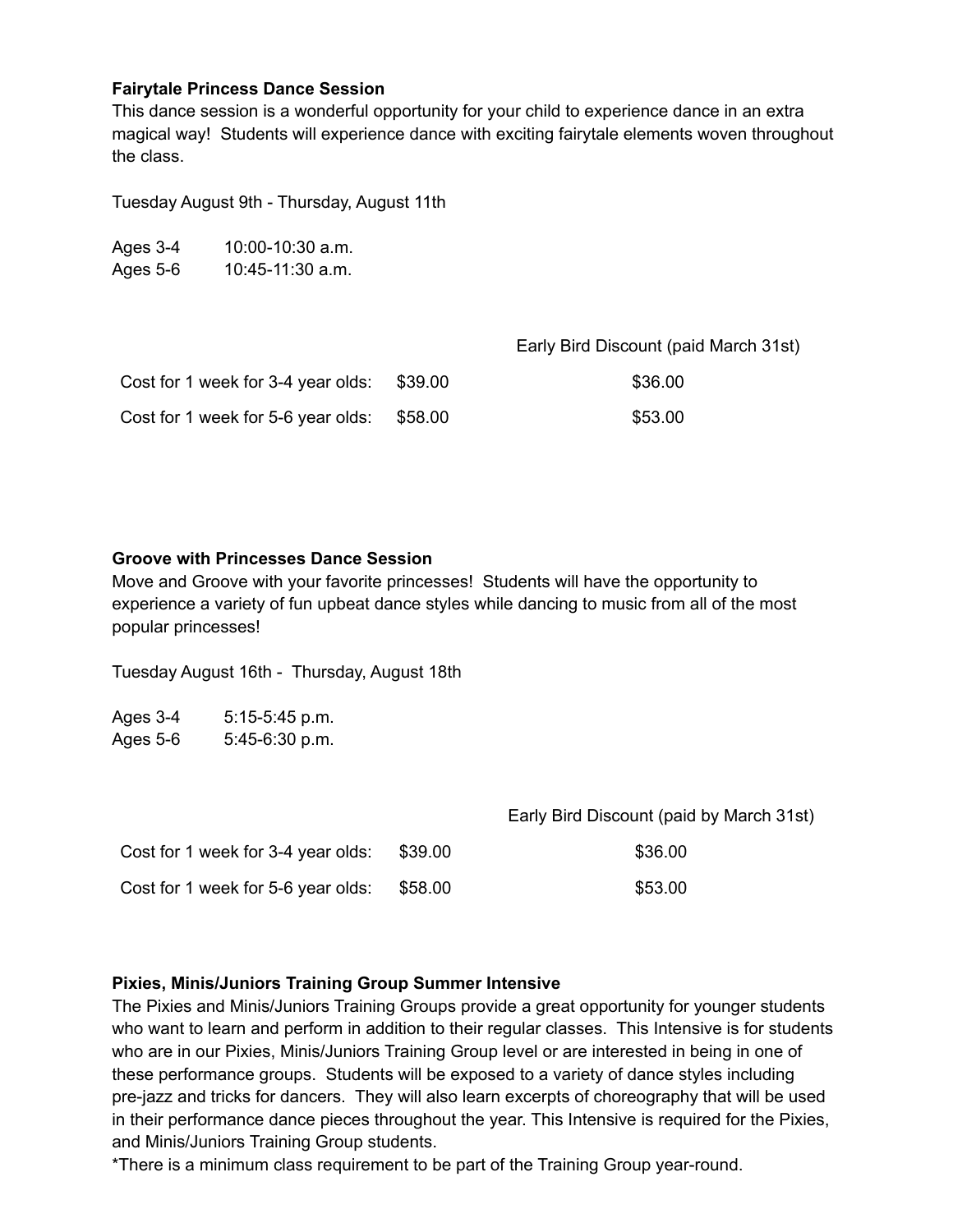**Fairytale Princess Dance Session**

This dance session is a wonderful opportunity for your child to experience dance in an extra magical way! Students will experience dance with exciting fairytale elements woven throughout the class.

Tuesday August 9th - Thursday, August 11th

| | |
|---|---|
| Ages 3-4 | 10:00-10:30 a.m. |
| Ages 5-6 | 10:45-11:30 a.m. |

| | | Early Bird Discount (paid March 31st) |
|---|---|---|
| Cost for 1 week for 3-4 year olds: | $39.00 | $36.00 |
| Cost for 1 week for 5-6 year olds: | $58.00 | $53.00 |

**Groove with Princesses Dance Session**

Move and Groove with your favorite princesses! Students will have the opportunity to experience a variety of fun upbeat dance styles while dancing to music from all of the most popular princesses!

Tuesday August 16th - Thursday, August 18th

| | |
|---|---|
| Ages 3-4 | 5:15-5:45 p.m. |
| Ages 5-6 | 5:45-6:30 p.m. |

| | | Early Bird Discount (paid by March 31st) |
|---|---|---|
| Cost for 1 week for 3-4 year olds: | $39.00 | $36.00 |
| Cost for 1 week for 5-6 year olds: | $58.00 | $53.00 |

**Pixies, Minis/Juniors Training Group Summer Intensive**

The Pixies and Minis/Juniors Training Groups provide a great opportunity for younger students who want to learn and perform in addition to their regular classes. This Intensive is for students who are in our Pixies, Minis/Juniors Training Group level or are interested in being in one of these performance groups. Students will be exposed to a variety of dance styles including pre-jazz and tricks for dancers. They will also learn excerpts of choreography that will be used in their performance dance pieces throughout the year. This Intensive is required for the Pixies, and Minis/Juniors Training Group students.

*There is a minimum class requirement to be part of the Training Group year-round.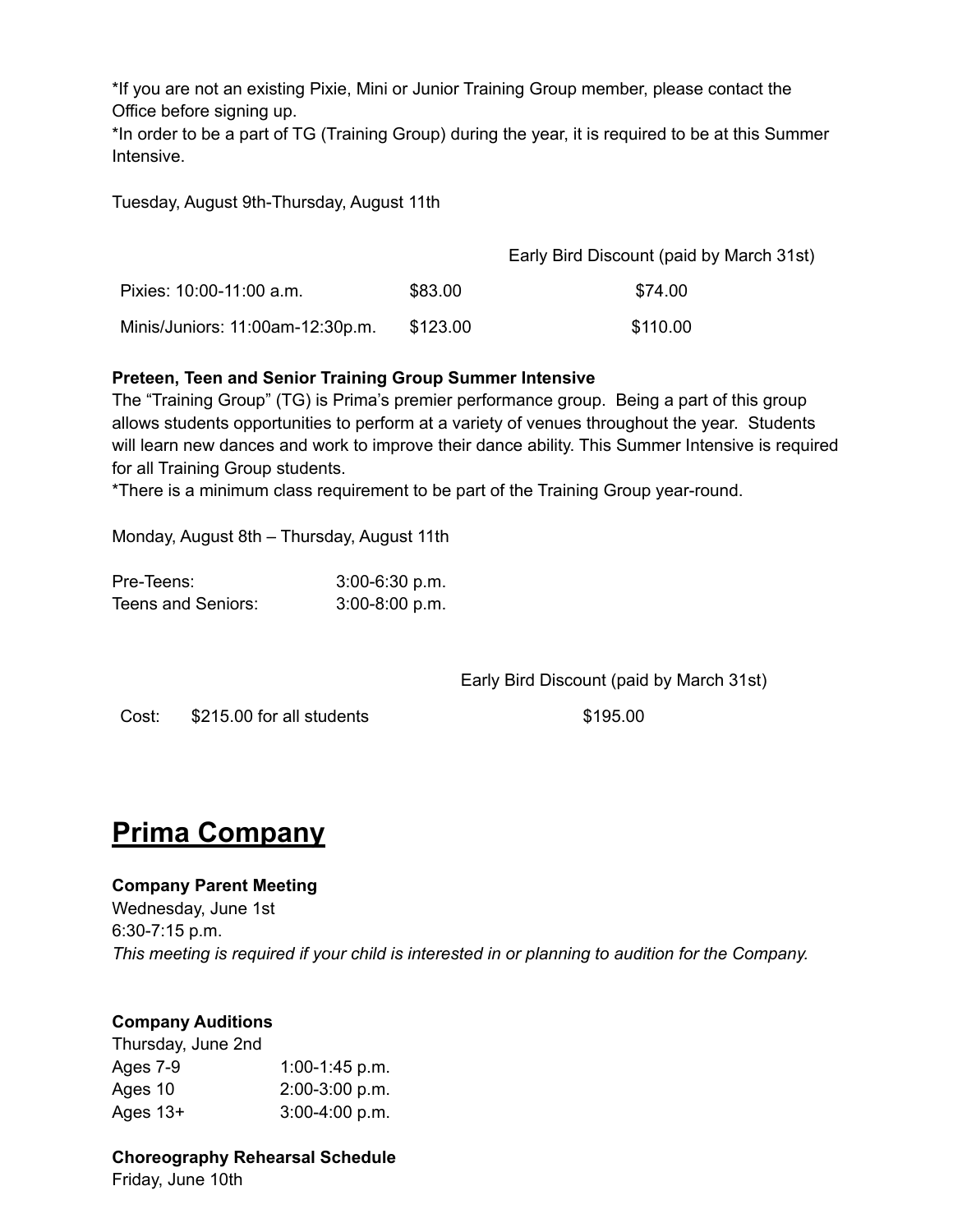*If you are not an existing Pixie, Mini or Junior Training Group member, please contact the Office before signing up.
*In order to be a part of TG (Training Group) during the year, it is required to be at this Summer Intensive.

Tuesday, August 9th-Thursday, August 11th

| | | Early Bird Discount (paid by March 31st) |
|---|---|---|
| Pixies: 10:00-11:00 a.m. | $83.00 | $74.00 |
| Minis/Juniors: 11:00am-12:30p.m. | $123.00 | $110.00 |

**Preteen, Teen and Senior Training Group Summer Intensive**
The "Training Group" (TG) is Prima's premier performance group. Being a part of this group allows students opportunities to perform at a variety of venues throughout the year. Students will learn new dances and work to improve their dance ability. This Summer Intensive is required for all Training Group students.
*There is a minimum class requirement to be part of the Training Group year-round.

Monday, August 8th – Thursday, August 11th

| | |
|---|---|
| Pre-Teens: | 3:00-6:30 p.m. |
| Teens and Seniors: | 3:00-8:00 p.m. |

| | | Early Bird Discount (paid by March 31st) |
|---|---|---|
| Cost: | $215.00 for all students | $195.00 |

# <u>Prima Company</u>

**Company Parent Meeting**
Wednesday, June 1st
6:30-7:15 p.m.
*This meeting is required if your child is interested in or planning to audition for the Company.*

**Company Auditions**
Thursday, June 2nd

| | |
|---|---|
| Ages 7-9 | 1:00-1:45 p.m. |
| Ages 10 | 2:00-3:00 p.m. |
| Ages 13+ | 3:00-4:00 p.m. |

**Choreography Rehearsal Schedule**
Friday, June 10th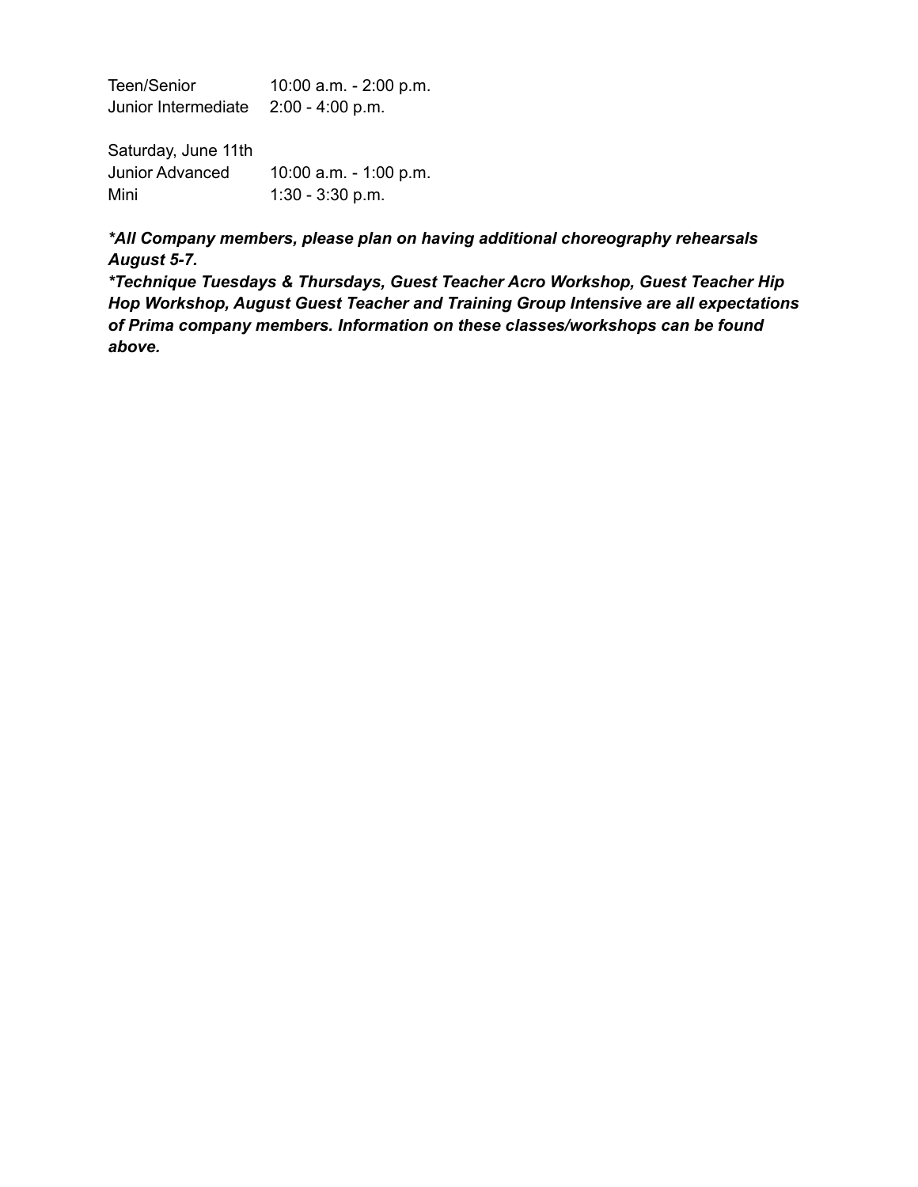| | |
|---|---|
| Teen/Senior | 10:00 a.m. - 2:00 p.m. |
| Junior Intermediate | 2:00 - 4:00 p.m. |

Saturday, June 11th

| | |
|---|---|
| Junior Advanced | 10:00 a.m. - 1:00 p.m. |
| Mini | 1:30 - 3:30 p.m. |

***All Company members, please plan on having additional choreography rehearsals August 5-7.***

***Technique Tuesdays & Thursdays, Guest Teacher Acro Workshop, Guest Teacher Hip Hop Workshop, August Guest Teacher and Training Group Intensive are all expectations of Prima company members. Information on these classes/workshops can be found above.***